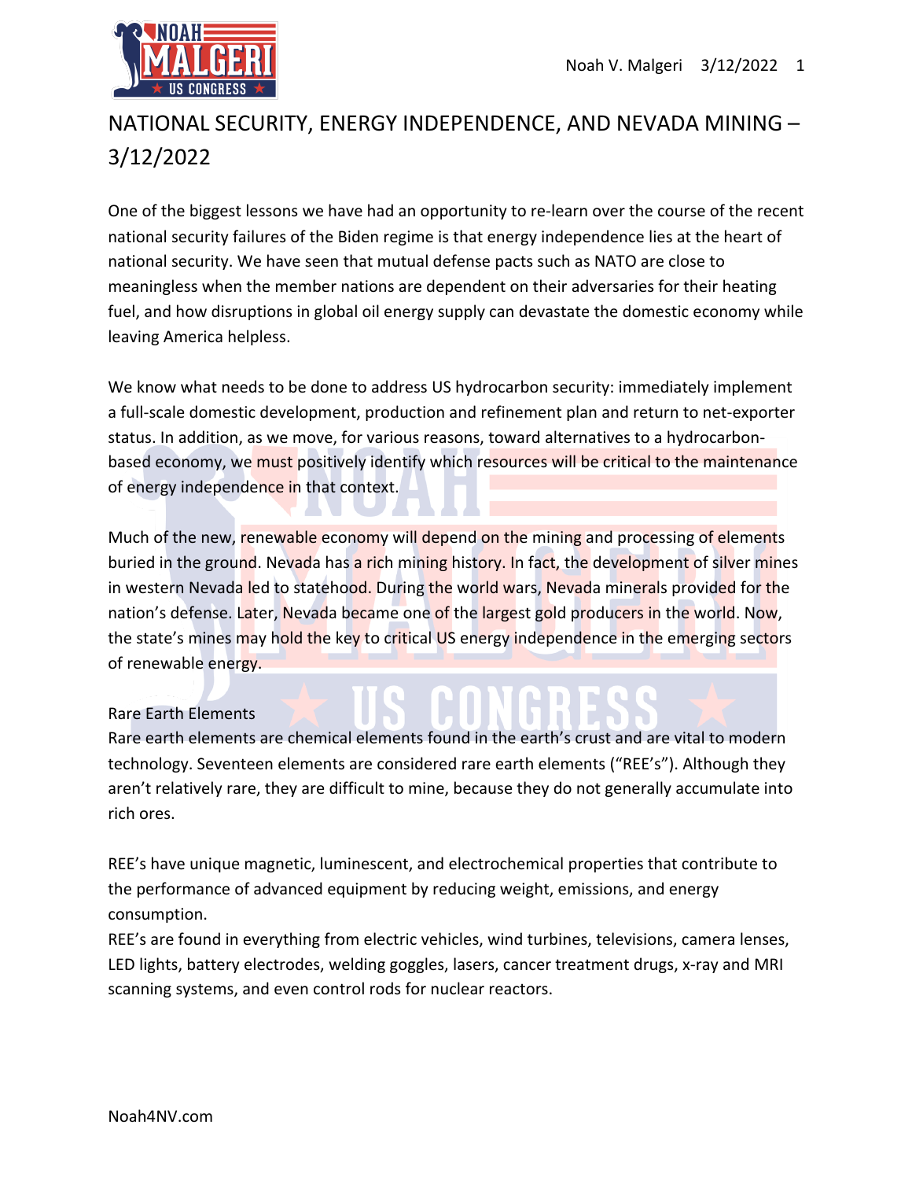# NATIONAL SECURITY, ENERGY INDEPENDENCE, AND NEVADA MINING – 3/12/2022

One of the biggest lessons we have had an opportunity to re-learn over the course of the recent national security failures of the Biden regime is that energy independence lies at the heart of national security. We have seen that mutual defense pacts such as NATO are close to meaningless when the member nations are dependent on their adversaries for their heating fuel, and how disruptions in global oil energy supply can devastate the domestic economy while leaving America helpless.

We know what needs to be done to address US hydrocarbon security: immediately implement a full-scale domestic development, production and refinement plan and return to net-exporter status. In addition, as we move, for various reasons, toward alternatives to a hydrocarbon-based economy, we must positively identify which resources will be critical to the maintenance of energy independence in that context.

Much of the new, renewable economy will depend on the mining and processing of elements buried in the ground. Nevada has a rich mining history. In fact, the development of silver mines in western Nevada led to statehood. During the world wars, Nevada minerals provided for the nation's defense. Later, Nevada became one of the largest gold producers in the world. Now, the state's mines may hold the key to critical US energy independence in the emerging sectors of renewable energy.

## Rare Earth Elements

Rare earth elements are chemical elements found in the earth's crust and are vital to modern technology. Seventeen elements are considered rare earth elements ("REE's"). Although they aren't relatively rare, they are difficult to mine, because they do not generally accumulate into rich ores.

REE's have unique magnetic, luminescent, and electrochemical properties that contribute to the performance of advanced equipment by reducing weight, emissions, and energy consumption.

REE's are found in everything from electric vehicles, wind turbines, televisions, camera lenses, LED lights, battery electrodes, welding goggles, lasers, cancer treatment drugs, x-ray and MRI scanning systems, and even control rods for nuclear reactors.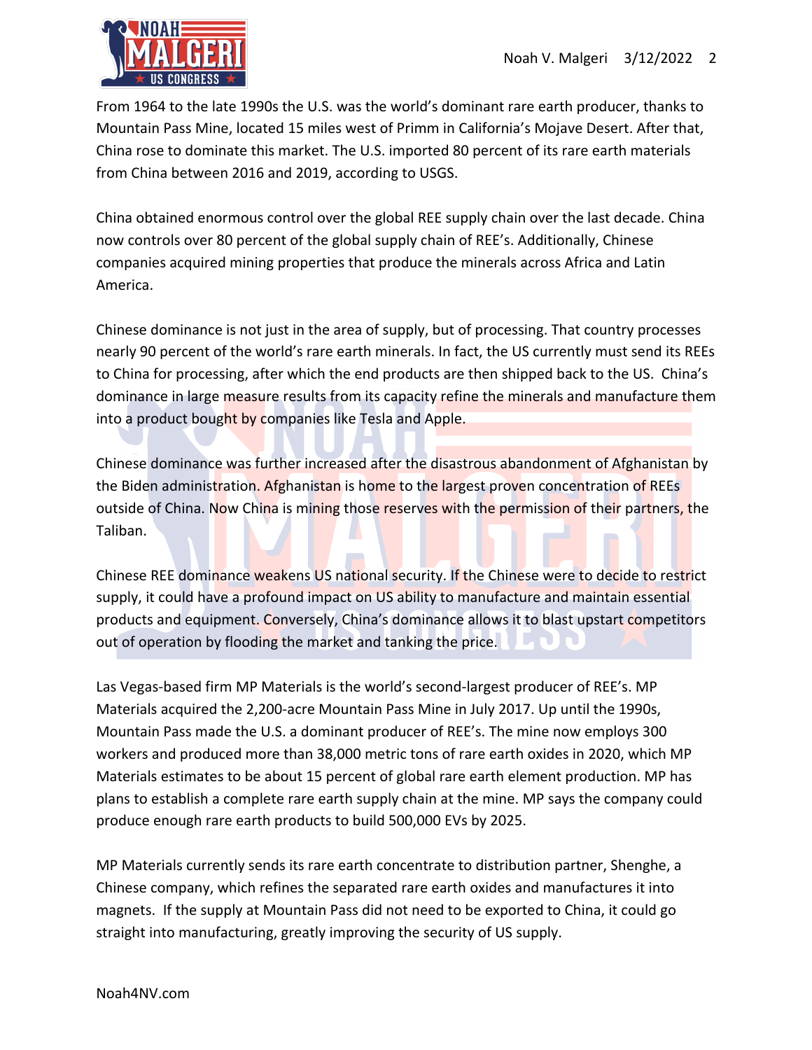From 1964 to the late 1990s the U.S. was the world's dominant rare earth producer, thanks to Mountain Pass Mine, located 15 miles west of Primm in California's Mojave Desert. After that, China rose to dominate this market. The U.S. imported 80 percent of its rare earth materials from China between 2016 and 2019, according to USGS.

China obtained enormous control over the global REE supply chain over the last decade. China now controls over 80 percent of the global supply chain of REE's. Additionally, Chinese companies acquired mining properties that produce the minerals across Africa and Latin America.

Chinese dominance is not just in the area of supply, but of processing. That country processes nearly 90 percent of the world's rare earth minerals. In fact, the US currently must send its REEs to China for processing, after which the end products are then shipped back to the US. China's dominance in large measure results from its capacity refine the minerals and manufacture them into a product bought by companies like Tesla and Apple.

Chinese dominance was further increased after the disastrous abandonment of Afghanistan by the Biden administration. Afghanistan is home to the largest proven concentration of REEs outside of China. Now China is mining those reserves with the permission of their partners, the Taliban.

Chinese REE dominance weakens US national security. If the Chinese were to decide to restrict supply, it could have a profound impact on US ability to manufacture and maintain essential products and equipment. Conversely, China's dominance allows it to blast upstart competitors out of operation by flooding the market and tanking the price.

Las Vegas-based firm MP Materials is the world's second-largest producer of REE's. MP Materials acquired the 2,200-acre Mountain Pass Mine in July 2017. Up until the 1990s, Mountain Pass made the U.S. a dominant producer of REE's. The mine now employs 300 workers and produced more than 38,000 metric tons of rare earth oxides in 2020, which MP Materials estimates to be about 15 percent of global rare earth element production. MP has plans to establish a complete rare earth supply chain at the mine. MP says the company could produce enough rare earth products to build 500,000 EVs by 2025.

MP Materials currently sends its rare earth concentrate to distribution partner, Shenghe, a Chinese company, which refines the separated rare earth oxides and manufactures it into magnets. If the supply at Mountain Pass did not need to be exported to China, it could go straight into manufacturing, greatly improving the security of US supply.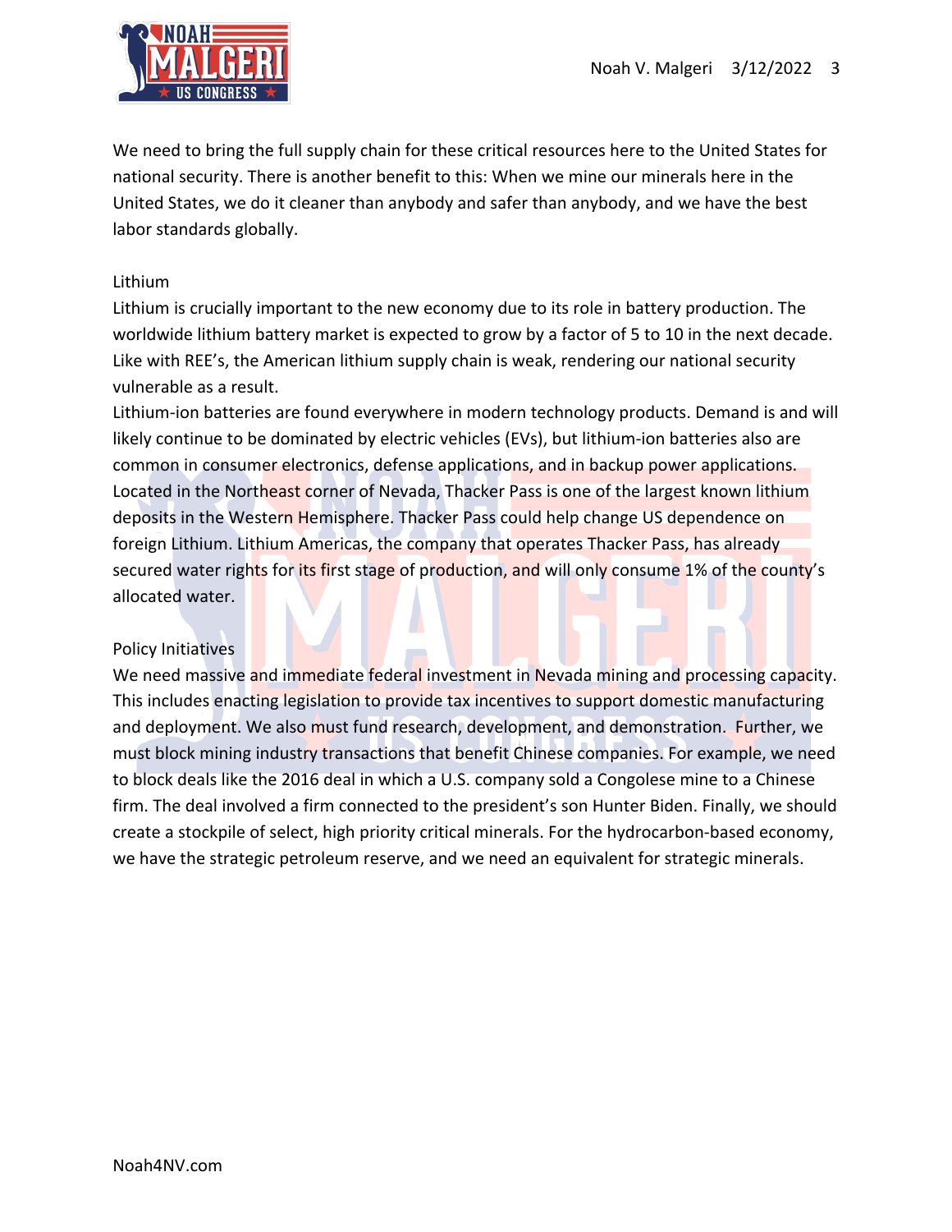We need to bring the full supply chain for these critical resources here to the United States for national security. There is another benefit to this: When we mine our minerals here in the United States, we do it cleaner than anybody and safer than anybody, and we have the best labor standards globally.

## Lithium

Lithium is crucially important to the new economy due to its role in battery production. The worldwide lithium battery market is expected to grow by a factor of 5 to 10 in the next decade. Like with REE's, the American lithium supply chain is weak, rendering our national security vulnerable as a result.

Lithium-ion batteries are found everywhere in modern technology products. Demand is and will likely continue to be dominated by electric vehicles (EVs), but lithium-ion batteries also are common in consumer electronics, defense applications, and in backup power applications. Located in the Northeast corner of Nevada, Thacker Pass is one of the largest known lithium deposits in the Western Hemisphere. Thacker Pass could help change US dependence on foreign Lithium. Lithium Americas, the company that operates Thacker Pass, has already secured water rights for its first stage of production, and will only consume 1% of the county's allocated water.

## Policy Initiatives

We need massive and immediate federal investment in Nevada mining and processing capacity. This includes enacting legislation to provide tax incentives to support domestic manufacturing and deployment. We also must fund research, development, and demonstration. Further, we must block mining industry transactions that benefit Chinese companies. For example, we need to block deals like the 2016 deal in which a U.S. company sold a Congolese mine to a Chinese firm. The deal involved a firm connected to the president's son Hunter Biden. Finally, we should create a stockpile of select, high priority critical minerals. For the hydrocarbon-based economy, we have the strategic petroleum reserve, and we need an equivalent for strategic minerals.

Noah4NV.com